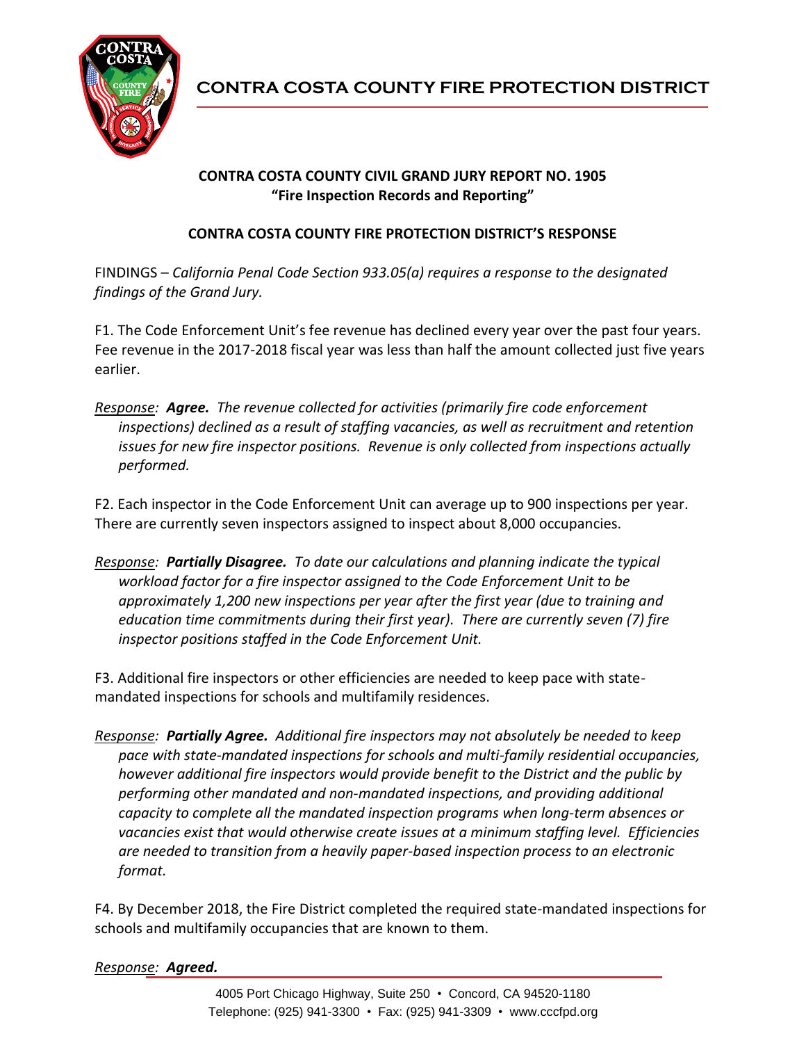# CONTRA COSTA COUNTY FIRE PROTECTION DISTRICT

**CONTRA COSTA COUNTY CIVIL GRAND JURY REPORT NO. 1905**
**"Fire Inspection Records and Reporting"**

**CONTRA COSTA COUNTY FIRE PROTECTION DISTRICT'S RESPONSE**

FINDINGS – *California Penal Code Section 933.05(a) requires a response to the designated findings of the Grand Jury.*

F1. The Code Enforcement Unit's fee revenue has declined every year over the past four years. Fee revenue in the 2017-2018 fiscal year was less than half the amount collected just five years earlier.

*Response:* ***Agree.*** *The revenue collected for activities (primarily fire code enforcement inspections) declined as a result of staffing vacancies, as well as recruitment and retention issues for new fire inspector positions. Revenue is only collected from inspections actually performed.*

F2. Each inspector in the Code Enforcement Unit can average up to 900 inspections per year. There are currently seven inspectors assigned to inspect about 8,000 occupancies.

*Response:* ***Partially Disagree.*** *To date our calculations and planning indicate the typical workload factor for a fire inspector assigned to the Code Enforcement Unit to be approximately 1,200 new inspections per year after the first year (due to training and education time commitments during their first year). There are currently seven (7) fire inspector positions staffed in the Code Enforcement Unit.*

F3. Additional fire inspectors or other efficiencies are needed to keep pace with state-mandated inspections for schools and multifamily residences.

*Response:* ***Partially Agree.*** *Additional fire inspectors may not absolutely be needed to keep pace with state-mandated inspections for schools and multi-family residential occupancies, however additional fire inspectors would provide benefit to the District and the public by performing other mandated and non-mandated inspections, and providing additional capacity to complete all the mandated inspection programs when long-term absences or vacancies exist that would otherwise create issues at a minimum staffing level. Efficiencies are needed to transition from a heavily paper-based inspection process to an electronic format.*

F4. By December 2018, the Fire District completed the required state-mandated inspections for schools and multifamily occupancies that are known to them.

*Response:* ***Agreed.***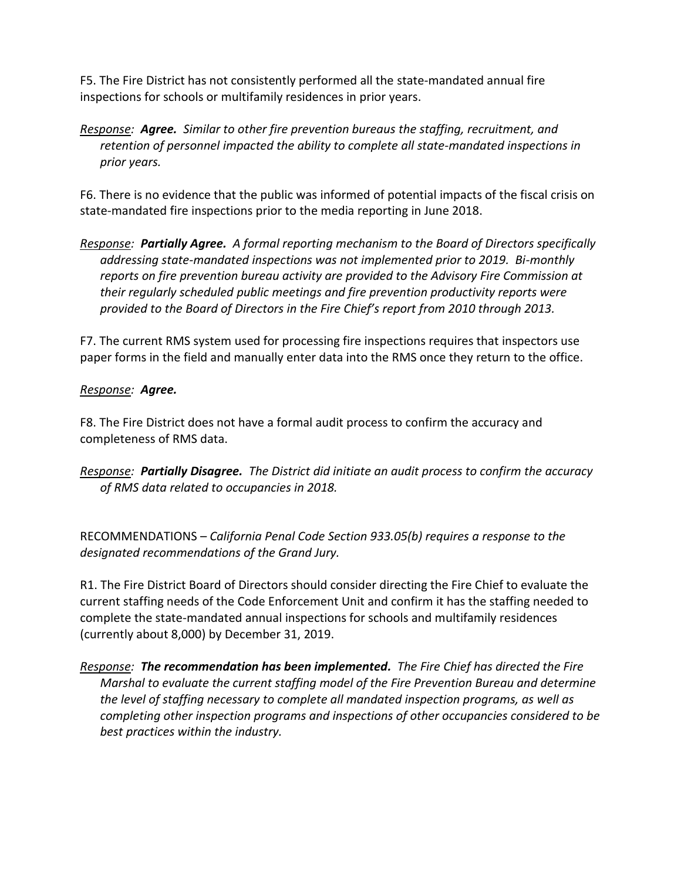F5. The Fire District has not consistently performed all the state-mandated annual fire inspections for schools or multifamily residences in prior years.

*Response: **Agree.** Similar to other fire prevention bureaus the staffing, recruitment, and retention of personnel impacted the ability to complete all state-mandated inspections in prior years.*

F6. There is no evidence that the public was informed of potential impacts of the fiscal crisis on state-mandated fire inspections prior to the media reporting in June 2018.

*Response: **Partially Agree.** A formal reporting mechanism to the Board of Directors specifically addressing state-mandated inspections was not implemented prior to 2019. Bi-monthly reports on fire prevention bureau activity are provided to the Advisory Fire Commission at their regularly scheduled public meetings and fire prevention productivity reports were provided to the Board of Directors in the Fire Chief's report from 2010 through 2013.*

F7. The current RMS system used for processing fire inspections requires that inspectors use paper forms in the field and manually enter data into the RMS once they return to the office.

*Response: **Agree.***

F8. The Fire District does not have a formal audit process to confirm the accuracy and completeness of RMS data.

*Response: **Partially Disagree.** The District did initiate an audit process to confirm the accuracy of RMS data related to occupancies in 2018.*

RECOMMENDATIONS – *California Penal Code Section 933.05(b) requires a response to the designated recommendations of the Grand Jury.*

R1. The Fire District Board of Directors should consider directing the Fire Chief to evaluate the current staffing needs of the Code Enforcement Unit and confirm it has the staffing needed to complete the state-mandated annual inspections for schools and multifamily residences (currently about 8,000) by December 31, 2019.

*Response: **The recommendation has been implemented.** The Fire Chief has directed the Fire Marshal to evaluate the current staffing model of the Fire Prevention Bureau and determine the level of staffing necessary to complete all mandated inspection programs, as well as completing other inspection programs and inspections of other occupancies considered to be best practices within the industry.*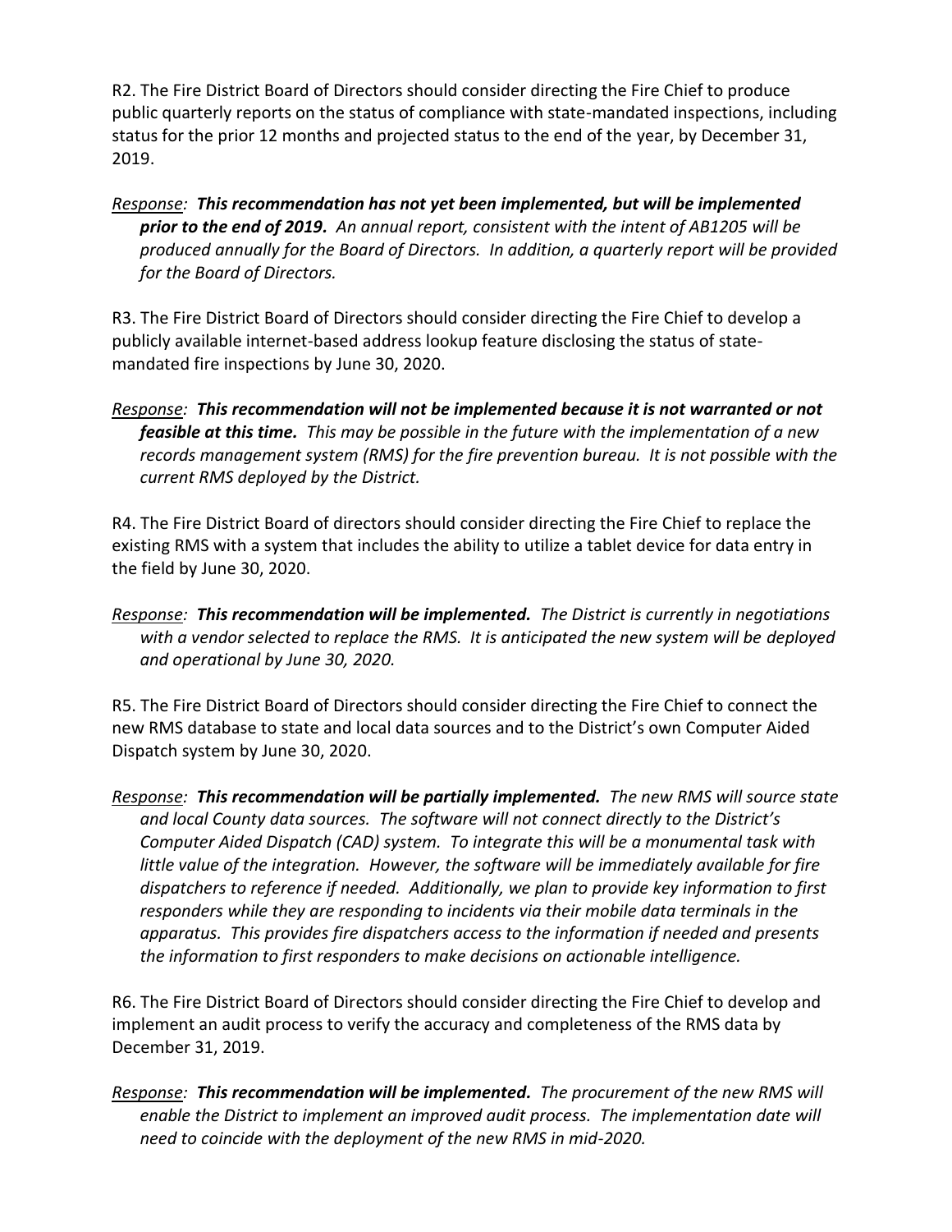R2. The Fire District Board of Directors should consider directing the Fire Chief to produce public quarterly reports on the status of compliance with state-mandated inspections, including status for the prior 12 months and projected status to the end of the year, by December 31, 2019.

<u>Response</u>: ***This recommendation has not yet been implemented, but will be implemented prior to the end of 2019.*** *An annual report, consistent with the intent of AB1205 will be produced annually for the Board of Directors. In addition, a quarterly report will be provided for the Board of Directors.*

R3. The Fire District Board of Directors should consider directing the Fire Chief to develop a publicly available internet-based address lookup feature disclosing the status of state-mandated fire inspections by June 30, 2020.

<u>Response</u>: ***This recommendation will not be implemented because it is not warranted or not feasible at this time.*** *This may be possible in the future with the implementation of a new records management system (RMS) for the fire prevention bureau. It is not possible with the current RMS deployed by the District.*

R4. The Fire District Board of directors should consider directing the Fire Chief to replace the existing RMS with a system that includes the ability to utilize a tablet device for data entry in the field by June 30, 2020.

<u>Response</u>: ***This recommendation will be implemented.*** *The District is currently in negotiations with a vendor selected to replace the RMS. It is anticipated the new system will be deployed and operational by June 30, 2020.*

R5. The Fire District Board of Directors should consider directing the Fire Chief to connect the new RMS database to state and local data sources and to the District's own Computer Aided Dispatch system by June 30, 2020.

<u>Response</u>: ***This recommendation will be partially implemented.*** *The new RMS will source state and local County data sources. The software will not connect directly to the District's Computer Aided Dispatch (CAD) system. To integrate this will be a monumental task with little value of the integration. However, the software will be immediately available for fire dispatchers to reference if needed. Additionally, we plan to provide key information to first responders while they are responding to incidents via their mobile data terminals in the apparatus. This provides fire dispatchers access to the information if needed and presents the information to first responders to make decisions on actionable intelligence.*

R6. The Fire District Board of Directors should consider directing the Fire Chief to develop and implement an audit process to verify the accuracy and completeness of the RMS data by December 31, 2019.

<u>Response</u>: ***This recommendation will be implemented.*** *The procurement of the new RMS will enable the District to implement an improved audit process. The implementation date will need to coincide with the deployment of the new RMS in mid-2020.*